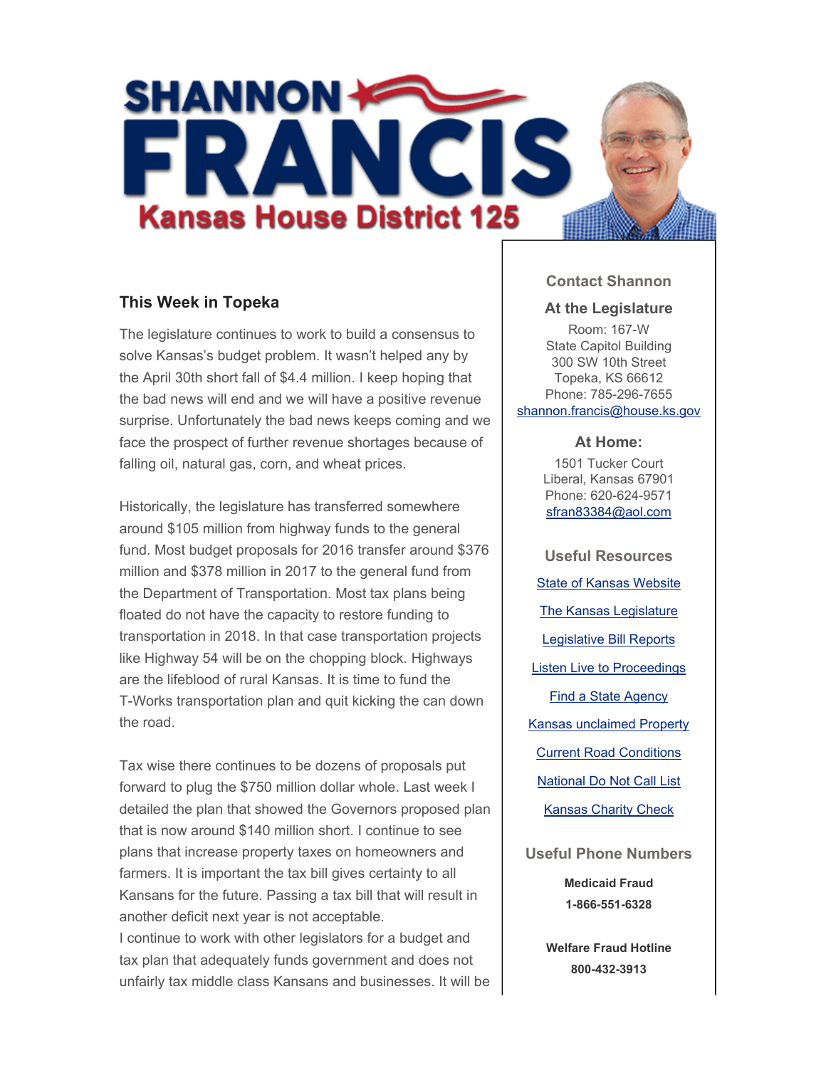# SHANNON FRANCIS

## Kansas House District 125

### This Week in Topeka

The legislature continues to work to build a consensus to solve Kansas's budget problem. It wasn't helped any by the April 30th short fall of $4.4 million. I keep hoping that the bad news will end and we will have a positive revenue surprise. Unfortunately the bad news keeps coming and we face the prospect of further revenue shortages because of falling oil, natural gas, corn, and wheat prices.

Historically, the legislature has transferred somewhere around $105 million from highway funds to the general fund. Most budget proposals for 2016 transfer around $376 million and $378 million in 2017 to the general fund from the Department of Transportation. Most tax plans being floated do not have the capacity to restore funding to transportation in 2018. In that case transportation projects like Highway 54 will be on the chopping block. Highways are the lifeblood of rural Kansas. It is time to fund the T-Works transportation plan and quit kicking the can down the road.

Tax wise there continues to be dozens of proposals put forward to plug the $750 million dollar whole. Last week I detailed the plan that showed the Governors proposed plan that is now around $140 million short. I continue to see plans that increase property taxes on homeowners and farmers. It is important the tax bill gives certainty to all Kansans for the future. Passing a tax bill that will result in another deficit next year is not acceptable.
I continue to work with other legislators for a budget and tax plan that adequately funds government and does not unfairly tax middle class Kansans and businesses. It will be

### Contact Shannon

**At the Legislature**

Room: 167-W
State Capitol Building
300 SW 10th Street
Topeka, KS 66612
Phone: 785-296-7655
shannon.francis@house.ks.gov

**At Home:**

1501 Tucker Court
Liberal, Kansas 67901
Phone: 620-624-9571
sfran83384@aol.com

### Useful Resources

- State of Kansas Website
- The Kansas Legislature
- Legislative Bill Reports
- Listen Live to Proceedings
- Find a State Agency
- Kansas unclaimed Property
- Current Road Conditions
- National Do Not Call List
- Kansas Charity Check

### Useful Phone Numbers

**Medicaid Fraud**
**1-866-551-6328**

**Welfare Fraud Hotline**
**800-432-3913**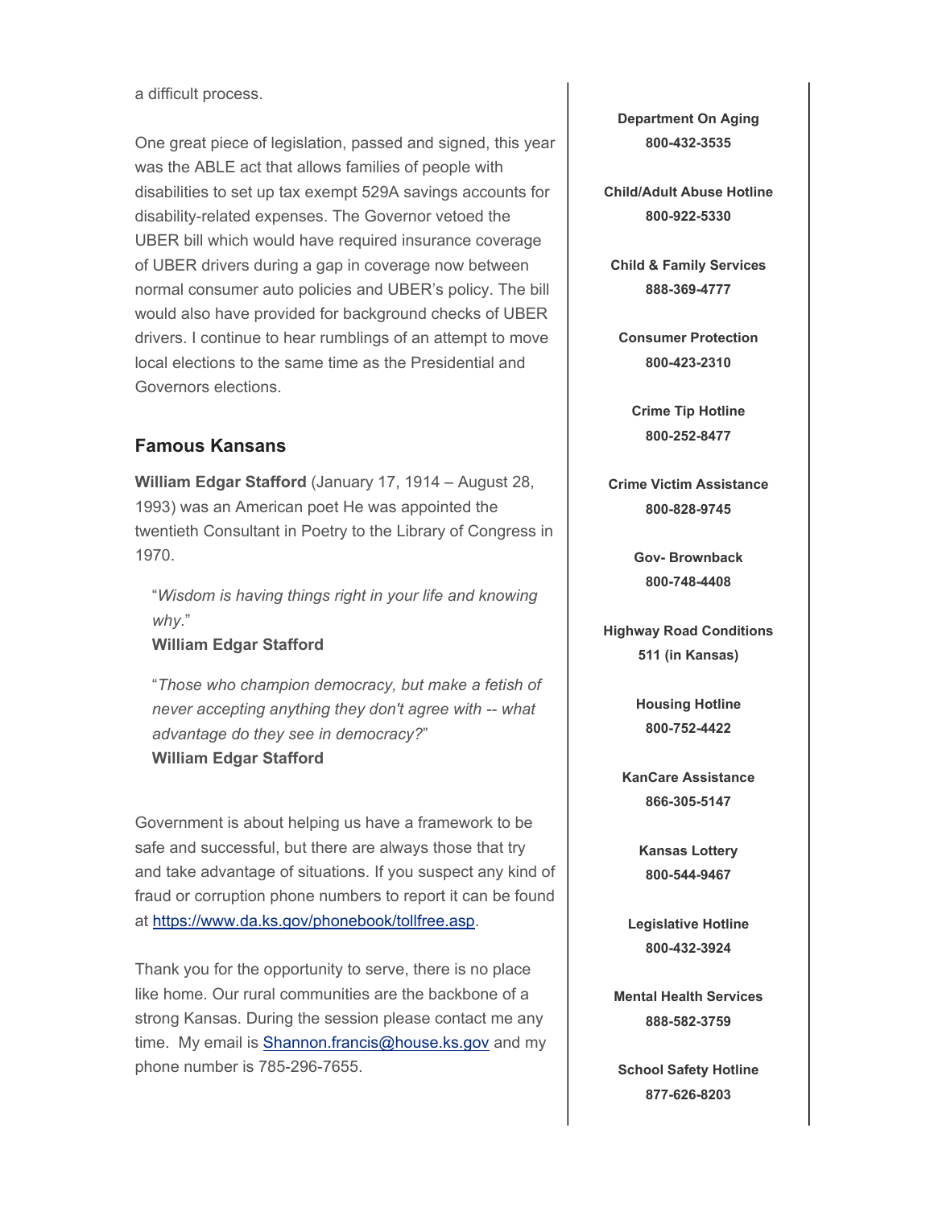a difficult process.

One great piece of legislation, passed and signed, this year was the ABLE act that allows families of people with disabilities to set up tax exempt 529A savings accounts for disability-related expenses. The Governor vetoed the UBER bill which would have required insurance coverage of UBER drivers during a gap in coverage now between normal consumer auto policies and UBER's policy. The bill would also have provided for background checks of UBER drivers. I continue to hear rumblings of an attempt to move local elections to the same time as the Presidential and Governors elections.

## Famous Kansans

**William Edgar Stafford** (January 17, 1914 – August 28, 1993) was an American poet He was appointed the twentieth Consultant in Poetry to the Library of Congress in 1970.

> "*Wisdom is having things right in your life and knowing why.*"
> **William Edgar Stafford**

> "*Those who champion democracy, but make a fetish of never accepting anything they don't agree with -- what advantage do they see in democracy?*"
> **William Edgar Stafford**

Government is about helping us have a framework to be safe and successful, but there are always those that try and take advantage of situations. If you suspect any kind of fraud or corruption phone numbers to report it can be found at [https://www.da.ks.gov/phonebook/tollfree.asp](https://www.da.ks.gov/phonebook/tollfree.asp).

Thank you for the opportunity to serve, there is no place like home. Our rural communities are the backbone of a strong Kansas. During the session please contact me any time. My email is [Shannon.francis@house.ks.gov](mailto:Shannon.francis@house.ks.gov) and my phone number is 785-296-7655.

**Department On Aging**
**800-432-3535**

**Child/Adult Abuse Hotline**
**800-922-5330**

**Child & Family Services**
**888-369-4777**

**Consumer Protection**
**800-423-2310**

**Crime Tip Hotline**
**800-252-8477**

**Crime Victim Assistance**
**800-828-9745**

**Gov- Brownback**
**800-748-4408**

**Highway Road Conditions**
**511 (in Kansas)**

**Housing Hotline**
**800-752-4422**

**KanCare Assistance**
**866-305-5147**

**Kansas Lottery**
**800-544-9467**

**Legislative Hotline**
**800-432-3924**

**Mental Health Services**
**888-582-3759**

**School Safety Hotline**
**877-626-8203**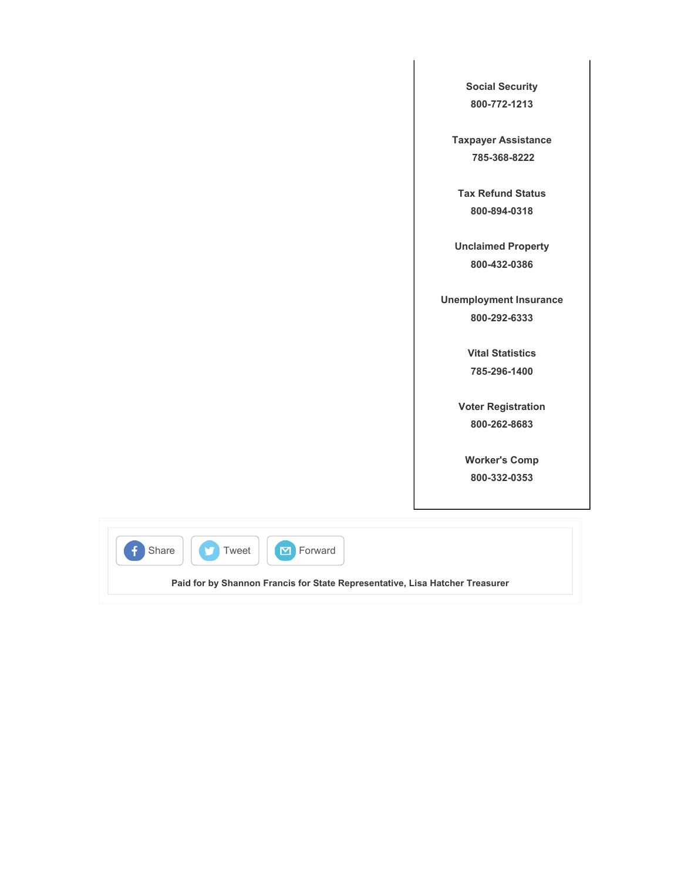**Social Security**

**800-772-1213**

**Taxpayer Assistance**

**785-368-8222**

**Tax Refund Status**

**800-894-0318**

**Unclaimed Property**

**800-432-0386**

**Unemployment Insurance**

**800-292-6333**

**Vital Statistics**

**785-296-1400**

**Voter Registration**

**800-262-8683**

**Worker's Comp**

**800-332-0353**

Share Tweet Forward

**Paid for by Shannon Francis for State Representative, Lisa Hatcher Treasurer**